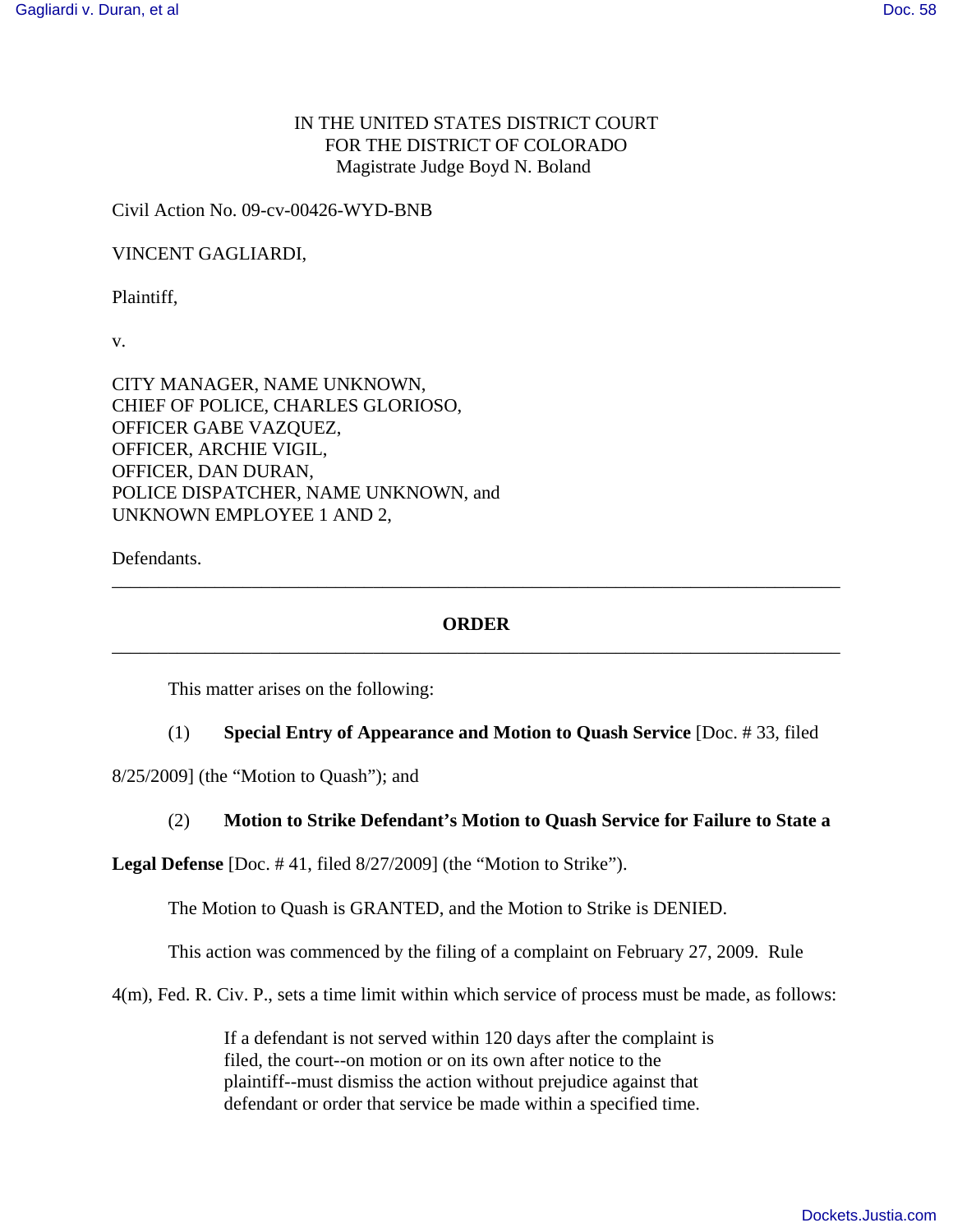IN THE UNITED STATES DISTRICT COURT
FOR THE DISTRICT OF COLORADO
Magistrate Judge Boyd N. Boland

Civil Action No. 09-cv-00426-WYD-BNB

VINCENT GAGLIARDI,

Plaintiff,

v.

CITY MANAGER, NAME UNKNOWN,
CHIEF OF POLICE, CHARLES GLORIOSO,
OFFICER GABE VAZQUEZ,
OFFICER, ARCHIE VIGIL,
OFFICER, DAN DURAN,
POLICE DISPATCHER, NAME UNKNOWN, and
UNKNOWN EMPLOYEE 1 AND 2,

Defendants.

---

**ORDER**

---

This matter arises on the following:

(1) **Special Entry of Appearance and Motion to Quash Service** [Doc. # 33, filed 8/25/2009] (the "Motion to Quash"); and

(2) **Motion to Strike Defendant's Motion to Quash Service for Failure to State a Legal Defense** [Doc. # 41, filed 8/27/2009] (the "Motion to Strike").

The Motion to Quash is GRANTED, and the Motion to Strike is DENIED.

This action was commenced by the filing of a complaint on February 27, 2009. Rule 4(m), Fed. R. Civ. P., sets a time limit within which service of process must be made, as follows:

> If a defendant is not served within 120 days after the complaint is filed, the court--on motion or on its own after notice to the plaintiff--must dismiss the action without prejudice against that defendant or order that service be made within a specified time.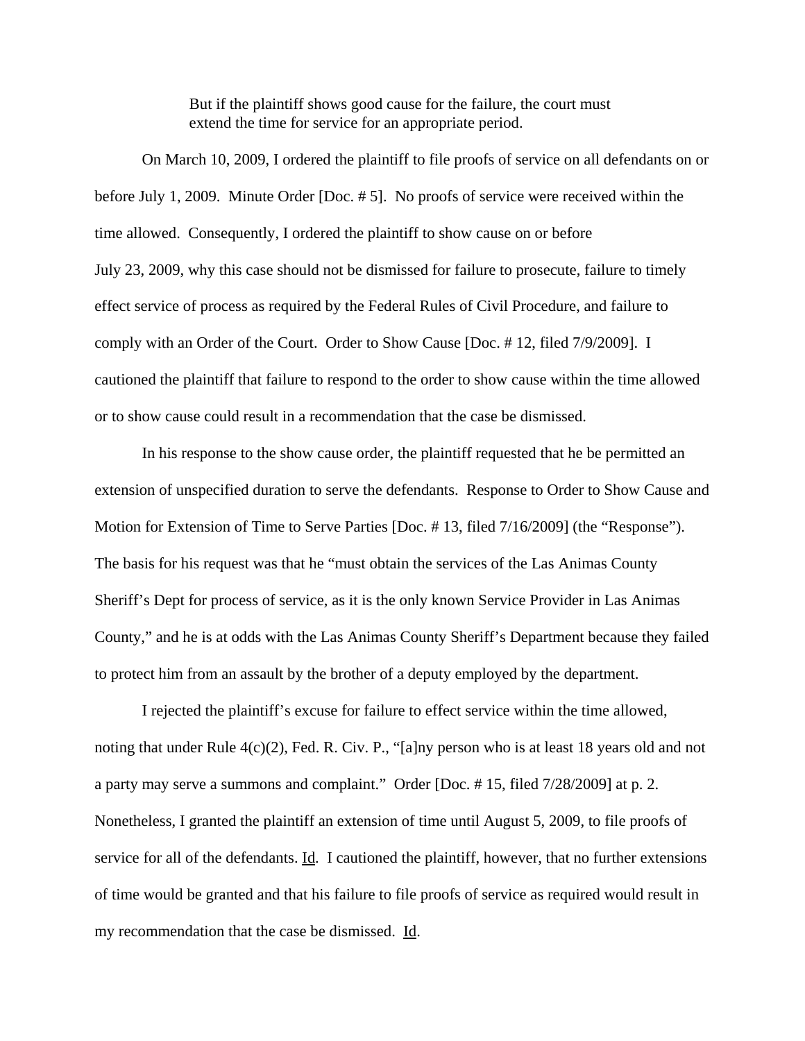> But if the plaintiff shows good cause for the failure, the court must extend the time for service for an appropriate period.

On March 10, 2009, I ordered the plaintiff to file proofs of service on all defendants on or before July 1, 2009. Minute Order [Doc. # 5]. No proofs of service were received within the time allowed. Consequently, I ordered the plaintiff to show cause on or before July 23, 2009, why this case should not be dismissed for failure to prosecute, failure to timely effect service of process as required by the Federal Rules of Civil Procedure, and failure to comply with an Order of the Court. Order to Show Cause [Doc. # 12, filed 7/9/2009]. I cautioned the plaintiff that failure to respond to the order to show cause within the time allowed or to show cause could result in a recommendation that the case be dismissed.

In his response to the show cause order, the plaintiff requested that he be permitted an extension of unspecified duration to serve the defendants. Response to Order to Show Cause and Motion for Extension of Time to Serve Parties [Doc. # 13, filed 7/16/2009] (the "Response"). The basis for his request was that he "must obtain the services of the Las Animas County Sheriff's Dept for process of service, as it is the only known Service Provider in Las Animas County," and he is at odds with the Las Animas County Sheriff's Department because they failed to protect him from an assault by the brother of a deputy employed by the department.

I rejected the plaintiff's excuse for failure to effect service within the time allowed, noting that under Rule 4(c)(2), Fed. R. Civ. P., "[a]ny person who is at least 18 years old and not a party may serve a summons and complaint." Order [Doc. # 15, filed 7/28/2009] at p. 2. Nonetheless, I granted the plaintiff an extension of time until August 5, 2009, to file proofs of service for all of the defendants. Id. I cautioned the plaintiff, however, that no further extensions of time would be granted and that his failure to file proofs of service as required would result in my recommendation that the case be dismissed. Id.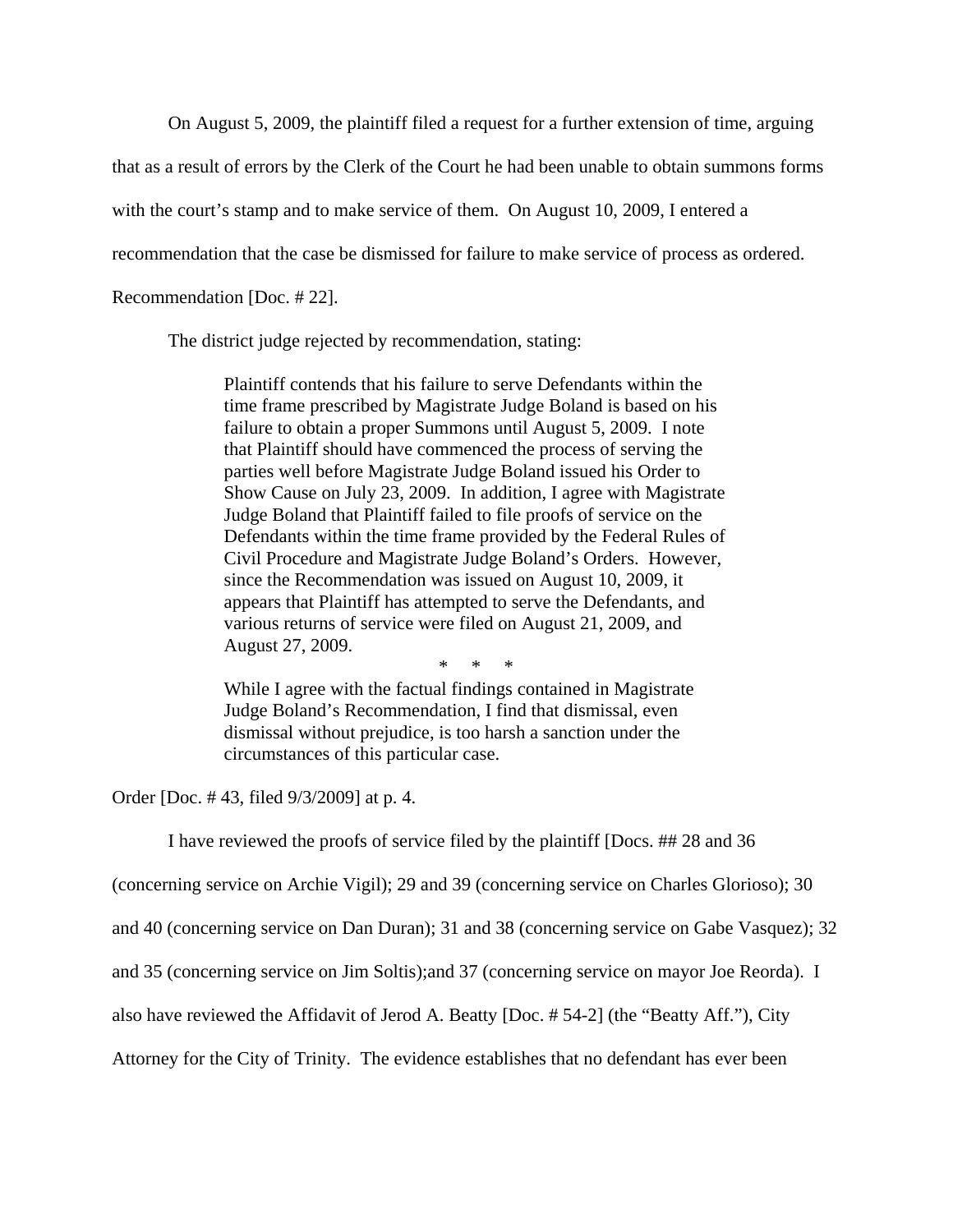On August 5, 2009, the plaintiff filed a request for a further extension of time, arguing that as a result of errors by the Clerk of the Court he had been unable to obtain summons forms with the court's stamp and to make service of them. On August 10, 2009, I entered a recommendation that the case be dismissed for failure to make service of process as ordered. Recommendation [Doc. # 22].

The district judge rejected by recommendation, stating:

> Plaintiff contends that his failure to serve Defendants within the time frame prescribed by Magistrate Judge Boland is based on his failure to obtain a proper Summons until August 5, 2009. I note that Plaintiff should have commenced the process of serving the parties well before Magistrate Judge Boland issued his Order to Show Cause on July 23, 2009. In addition, I agree with Magistrate Judge Boland that Plaintiff failed to file proofs of service on the Defendants within the time frame provided by the Federal Rules of Civil Procedure and Magistrate Judge Boland's Orders. However, since the Recommendation was issued on August 10, 2009, it appears that Plaintiff has attempted to serve the Defendants, and various returns of service were filed on August 21, 2009, and August 27, 2009.
>
> \* \* \*
>
> While I agree with the factual findings contained in Magistrate Judge Boland's Recommendation, I find that dismissal, even dismissal without prejudice, is too harsh a sanction under the circumstances of this particular case.

Order [Doc. # 43, filed 9/3/2009] at p. 4.

I have reviewed the proofs of service filed by the plaintiff [Docs. ## 28 and 36 (concerning service on Archie Vigil); 29 and 39 (concerning service on Charles Glorioso); 30 and 40 (concerning service on Dan Duran); 31 and 38 (concerning service on Gabe Vasquez); 32 and 35 (concerning service on Jim Soltis);and 37 (concerning service on mayor Joe Reorda). I also have reviewed the Affidavit of Jerod A. Beatty [Doc. # 54-2] (the "Beatty Aff."), City Attorney for the City of Trinity. The evidence establishes that no defendant has ever been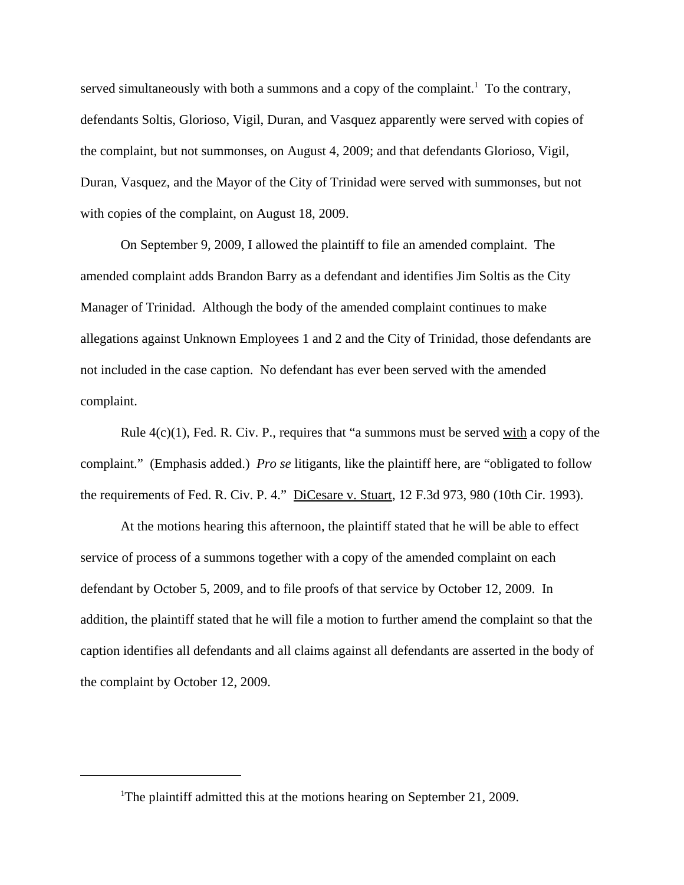served simultaneously with both a summons and a copy of the complaint.[1] To the contrary, defendants Soltis, Glorioso, Vigil, Duran, and Vasquez apparently were served with copies of the complaint, but not summonses, on August 4, 2009; and that defendants Glorioso, Vigil, Duran, Vasquez, and the Mayor of the City of Trinidad were served with summonses, but not with copies of the complaint, on August 18, 2009.

On September 9, 2009, I allowed the plaintiff to file an amended complaint. The amended complaint adds Brandon Barry as a defendant and identifies Jim Soltis as the City Manager of Trinidad. Although the body of the amended complaint continues to make allegations against Unknown Employees 1 and 2 and the City of Trinidad, those defendants are not included in the case caption. No defendant has ever been served with the amended complaint.

Rule 4(c)(1), Fed. R. Civ. P., requires that "a summons must be served <u>with</u> a copy of the complaint." (Emphasis added.) *Pro se* litigants, like the plaintiff here, are "obligated to follow the requirements of Fed. R. Civ. P. 4." <u>DiCesare v. Stuart</u>, 12 F.3d 973, 980 (10th Cir. 1993).

At the motions hearing this afternoon, the plaintiff stated that he will be able to effect service of process of a summons together with a copy of the amended complaint on each defendant by October 5, 2009, and to file proofs of that service by October 12, 2009. In addition, the plaintiff stated that he will file a motion to further amend the complaint so that the caption identifies all defendants and all claims against all defendants are asserted in the body of the complaint by October 12, 2009.

---

[1]The plaintiff admitted this at the motions hearing on September 21, 2009.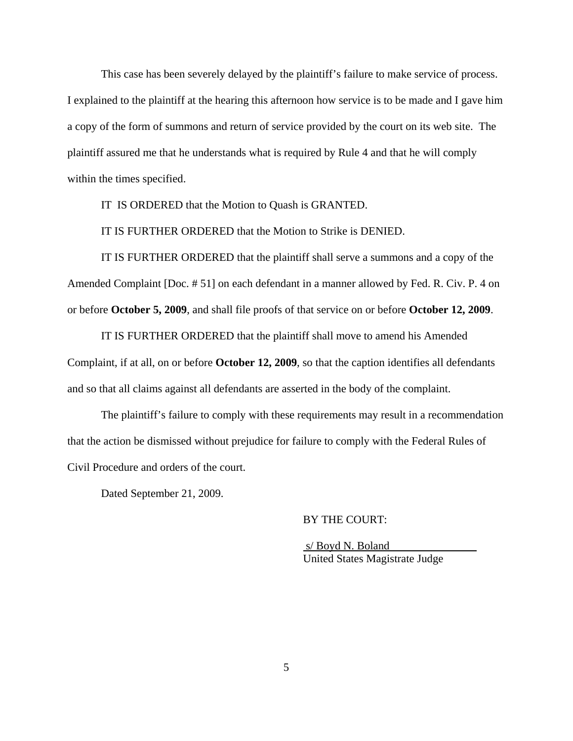This case has been severely delayed by the plaintiff's failure to make service of process. I explained to the plaintiff at the hearing this afternoon how service is to be made and I gave him a copy of the form of summons and return of service provided by the court on its web site. The plaintiff assured me that he understands what is required by Rule 4 and that he will comply within the times specified.

IT IS ORDERED that the Motion to Quash is GRANTED.

IT IS FURTHER ORDERED that the Motion to Strike is DENIED.

IT IS FURTHER ORDERED that the plaintiff shall serve a summons and a copy of the Amended Complaint [Doc. # 51] on each defendant in a manner allowed by Fed. R. Civ. P. 4 on or before **October 5, 2009**, and shall file proofs of that service on or before **October 12, 2009**.

IT IS FURTHER ORDERED that the plaintiff shall move to amend his Amended Complaint, if at all, on or before **October 12, 2009**, so that the caption identifies all defendants and so that all claims against all defendants are asserted in the body of the complaint.

The plaintiff's failure to comply with these requirements may result in a recommendation that the action be dismissed without prejudice for failure to comply with the Federal Rules of Civil Procedure and orders of the court.

Dated September 21, 2009.

BY THE COURT:

s/ Boyd N. Boland
United States Magistrate Judge